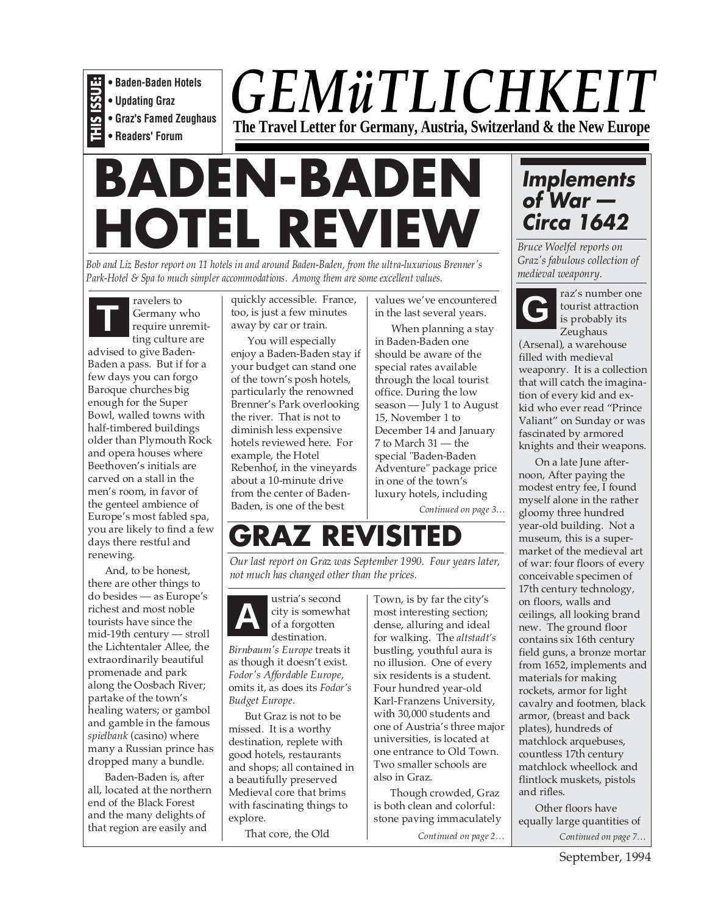**THIS ISSUE:**
- Baden-Baden Hotels
- Updating Graz
- Graz's Famed Zeughaus
- Readers' Forum

# GEMüTLICHKEIT

**The Travel Letter for Germany, Austria, Switzerland & the New Europe**

# BADEN-BADEN HOTEL REVIEW

*Bob and Liz Bestor report on 11 hotels in and around Baden-Baden, from the ultra-luxurious Brenner's Park-Hotel & Spa to much simpler accommodations. Among them are some excellent values.*

Travelers to Germany who require unremitting culture are advised to give Baden-Baden a pass. But if for a few days you can forgo Baroque churches big enough for the Super Bowl, walled towns with half-timbered buildings older than Plymouth Rock and opera houses where Beethoven's initials are carved on a stall in the men's room, in favor of the genteel ambience of Europe's most fabled spa, you are likely to find a few days there restful and renewing.

And, to be honest, there are other things to do besides — as Europe's richest and most noble tourists have since the mid-19th century — stroll the Lichtentaler Allee, the extraordinarily beautiful promenade and park along the Oosbach River; partake of the town's healing waters; or gambol and gamble in the famous *spielbank* (casino) where many a Russian prince has dropped many a bundle.

Baden-Baden is, after all, located at the northern end of the Black Forest and the many delights of that region are easily and quickly accessible. France, too, is just a few minutes away by car or train.

You will especially enjoy a Baden-Baden stay if your budget can stand one of the town's posh hotels, particularly the renowned Brenner's Park overlooking the river. That is not to diminish less expensive hotels reviewed here. For example, the Hotel Rebenhof, in the vineyards about a 10-minute drive from the center of Baden-Baden, is one of the best values we've encountered in the last several years.

When planning a stay in Baden-Baden one should be aware of the special rates available through the local tourist office. During the low season — July 1 to August 15, November 1 to December 14 and January 7 to March 31 — the special "Baden-Baden Adventure" package price in one of the town's luxury hotels, including

*Continued on page 3…*

# GRAZ REVISITED

*Our last report on Graz was September 1990. Four years later, not much has changed other than the prices.*

Austria's second city is somewhat of a forgotten destination. *Birnbaum's Europe* treats it as though it doesn't exist. *Fodor's Affordable Europe*, omits it, as does its *Fodor's Budget Europe*.

But Graz is not to be missed. It is a worthy destination, replete with good hotels, restaurants and shops; all contained in a beautifully preserved Medieval core that brims with fascinating things to explore.

That core, the Old Town, is by far the city's most interesting section; dense, alluring and ideal for walking. The *altstadt's* bustling, youthful aura is no illusion. One of every six residents is a student. Four hundred year-old Karl-Franzens University, with 30,000 students and one of Austria's three major universities, is located at one entrance to Old Town. Two smaller schools are also in Graz.

Though crowded, Graz is both clean and colorful: stone paving immaculately

*Continued on page 2…*

## Implements of War — Circa 1642

*Bruce Woelfel reports on Graz's fabulous collection of medieval weaponry.*

Graz's number one tourist attraction is probably its Zeughaus (Arsenal), a warehouse filled with medieval weaponry. It is a collection that will catch the imagination of every kid and ex-kid who ever read "Prince Valiant" on Sunday or was fascinated by armored knights and their weapons.

On a late June afternoon, After paying the modest entry fee, I found myself alone in the rather gloomy three hundred year-old building. Not a museum, this is a supermarket of the medieval art of war: four floors of every conceivable specimen of 17th century technology, on floors, walls and ceilings, all looking brand new. The ground floor contains six 16th century field guns, a bronze mortar from 1652, implements and materials for making rockets, armor for light cavalry and footmen, black armor, (breast and back plates), hundreds of matchlock arquebuses, countless 17th century matchlock wheellock and flintlock muskets, pistols and rifles.

Other floors have equally large quantities of

*Continued on page 7…*

September, 1994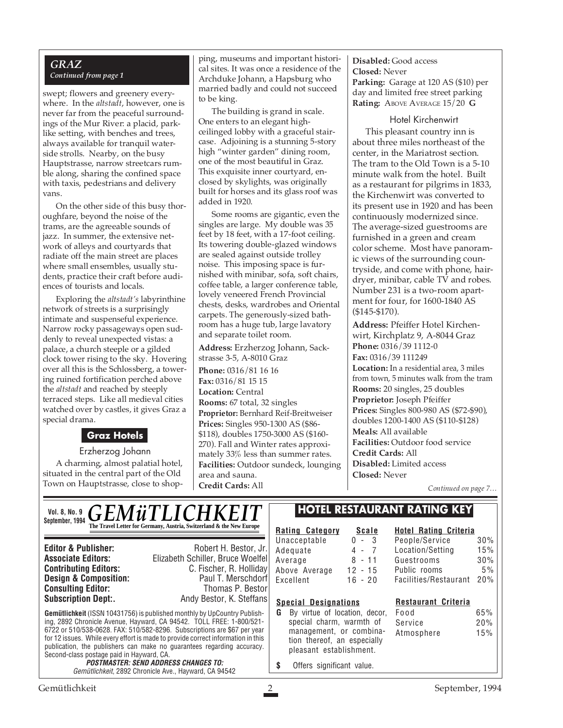## GRAZ

*Continued from page 1*

swept; flowers and greenery everywhere. In the *altstadt*, however, one is never far from the peaceful surroundings of the Mur River: a placid, park-like setting, with benches and trees, always available for tranquil waterside strolls. Nearby, on the busy Hauptstrasse, narrow streetcars rumble along, sharing the confined space with taxis, pedestrians and delivery vans.

On the other side of this busy thoroughfare, beyond the noise of the trams, are the agreeable sounds of jazz. In summer, the extensive network of alleys and courtyards that radiate off the main street are places where small ensembles, usually students, practice their craft before audiences of tourists and locals.

Exploring the *altstadt's* labyrinthine network of streets is a surprisingly intimate and suspenseful experience. Narrow rocky passageways open suddenly to reveal unexpected vistas: a palace, a church steeple or a gilded clock tower rising to the sky. Hovering over all this is the Schlossberg, a towering ruined fortification perched above the *altstadt* and reached by steeply terraced steps. Like all medieval cities watched over by castles, it gives Graz a special drama.

### Graz Hotels

#### Erzherzog Johann

A charming, almost palatial hotel, situated in the central part of the Old Town on Hauptstrasse, close to shopping, museums and important historical sites. It was once a residence of the Archduke Johann, a Hapsburg who married badly and could not succeed to be king.

The building is grand in scale. One enters to an elegant high-ceilinged lobby with a graceful staircase. Adjoining is a stunning 5-story high "winter garden" dining room, one of the most beautiful in Graz. This exquisite inner courtyard, enclosed by skylights, was originally built for horses and its glass roof was added in 1920.

Some rooms are gigantic, even the singles are large. My double was 35 feet by 18 feet, with a 17-foot ceiling. Its towering double-glazed windows are sealed against outside trolley noise. This imposing space is furnished with minibar, sofa, soft chairs, coffee table, a larger conference table, lovely veneered French Provincial chests, desks, wardrobes and Oriental carpets. The generously-sized bathroom has a huge tub, large lavatory and separate toilet room.

**Address:** Erzherzog Johann, Sackstrasse 3-5, A-8010 Graz
**Phone:** 0316/81 16 16
**Fax:** 0316/81 15 15
**Location:** Central
**Rooms:** 67 total, 32 singles
**Proprietor:** Bernhard Reif-Breitweiser
**Prices:** Singles 950-1300 AS ($86-$118), doubles 1750-3000 AS ($160-270). Fall and Winter rates approximately 33% less than summer rates.
**Facilities:** Outdoor sundeck, lounging area and sauna.
**Credit Cards:** All
**Disabled:** Good access
**Closed:** Never
**Parking:** Garage at 120 AS ($10) per day and limited free street parking
**Rating:** ABOVE AVERAGE 15/20 **G**

#### Hotel Kirchenwirt

This pleasant country inn is about three miles northeast of the center, in the Mariatrost section. The tram to the Old Town is a 5-10 minute walk from the hotel. Built as a restaurant for pilgrims in 1833, the Kirchenwirt was converted to its present use in 1920 and has been continuously modernized since. The average-sized guestrooms are furnished in a green and cream color scheme. Most have panoramic views of the surrounding countryside, and come with phone, hairdryer, minibar, cable TV and robes. Number 231 is a two-room apartment for four, for 1600-1840 AS ($145-$170).

**Address:** Pfeiffer Hotel Kirchenwirt, Kirchplatz 9, A-8044 Graz
**Phone:** 0316/39 1112-0
**Fax:** 0316/39 111249
**Location:** In a residential area, 3 miles from town, 5 minutes walk from the tram
**Rooms:** 20 singles, 25 doubles
**Proprietor:** Joseph Pfeiffer
**Prices:** Singles 800-980 AS ($72-$90), doubles 1200-1400 AS ($110-$128)
**Meals:** All available
**Facilities:** Outdoor food service
**Credit Cards:** All
**Disabled:** Limited access
**Closed:** Never

*Continued on page 7…*

---

**Vol. 8, No. 9 September, 1994** ***GEMüTLICHKEIT***
**The Travel Letter for Germany, Austria, Switzerland & the New Europe**

| | |
|---|---|
| **Editor & Publisher:** | Robert H. Bestor, Jr. |
| **Associate Editors:** | Elizabeth Schiller, Bruce Woelfel |
| **Contributing Editors:** | C. Fischer, R. Holliday |
| **Design & Composition:** | Paul T. Merschdorf |
| **Consulting Editor:** | Thomas P. Bestor |
| **Subscription Dept:.** | Andy Bestor, K. Steffans |

**Gemütlichkeit** (ISSN 10431756) is published monthly by UpCountry Publishing, 2892 Chronicle Avenue, Hayward, CA 94542. TOLL FREE: 1-800/521-6722 or 510/538-0628. FAX: 510/582-8296. Subscriptions are $67 per year for 12 issues. While every effort is made to provide correct information in this publication, the publishers can make no guarantees regarding accuracy. Second-class postage paid in Hayward, CA.

***POSTMASTER: SEND ADDRESS CHANGES TO:***
*Gemütlichkeit*, 2892 Chronicle Ave., Hayward, CA 94542

### HOTEL RESTAURANT RATING KEY

| Rating Category | Scale |
|---|---|
| Unacceptable | 0 - 3 |
| Adequate | 4 - 7 |
| Average | 8 - 11 |
| Above Average | 12 - 15 |
| Excellent | 16 - 20 |

| Hotel Rating Criteria | |
|---|---|
| People/Service | 30% |
| Location/Setting | 15% |
| Guestrooms | 30% |
| Public rooms | 5% |
| Facilities/Restaurant | 20% |

| Restaurant Criteria | |
|---|---|
| Food | 65% |
| Service | 20% |
| Atmosphere | 15% |

**Special Designations**

**G** By virtue of location, decor, special charm, warmth of management, or combination thereof, an especially pleasant establishment.

**$** Offers significant value.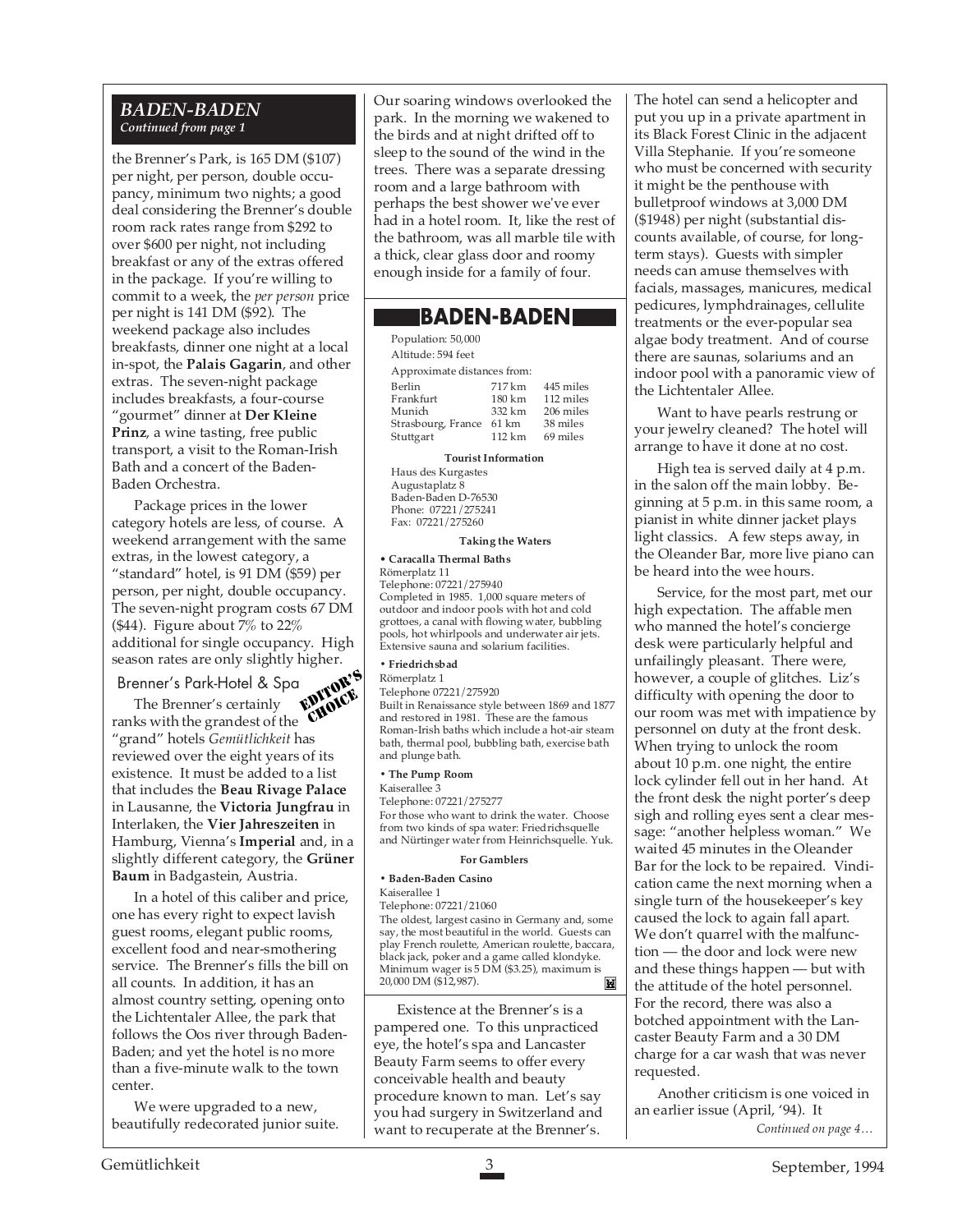## BADEN-BADEN

*Continued from page 1*

the Brenner's Park, is 165 DM ($107) per night, per person, double occupancy, minimum two nights; a good deal considering the Brenner's double room rack rates range from $292 to over $600 per night, not including breakfast or any of the extras offered in the package. If you're willing to commit to a week, the *per person* price per night is 141 DM ($92). The weekend package also includes breakfasts, dinner one night at a local in-spot, the **Palais Gagarin**, and other extras. The seven-night package includes breakfasts, a four-course "gourmet" dinner at **Der Kleine Prinz**, a wine tasting, free public transport, a visit to the Roman-Irish Bath and a concert of the Baden-Baden Orchestra.

Package prices in the lower category hotels are less, of course. A weekend arrangement with the same extras, in the lowest category, a "standard" hotel, is 91 DM ($59) per person, per night, double occupancy. The seven-night program costs 67 DM ($44). Figure about 7% to 22% additional for single occupancy. High season rates are only slightly higher.

### Brenner's Park-Hotel & Spa

EDITOR'S CHOICE

The Brenner's certainly ranks with the grandest of the "grand" hotels *Gemütlichkeit* has reviewed over the eight years of its existence. It must be added to a list that includes the **Beau Rivage Palace** in Lausanne, the **Victoria Jungfrau** in Interlaken, the **Vier Jahreszeiten** in Hamburg, Vienna's **Imperial** and, in a slightly different category, the **Grüner Baum** in Badgastein, Austria.

In a hotel of this caliber and price, one has every right to expect lavish guest rooms, elegant public rooms, excellent food and near-smothering service. The Brenner's fills the bill on all counts. In addition, it has an almost country setting, opening onto the Lichtentaler Allee, the park that follows the Oos river through Baden-Baden; and yet the hotel is no more than a five-minute walk to the town center.

We were upgraded to a new, beautifully redecorated junior suite. Our soaring windows overlooked the park. In the morning we wakened to the birds and at night drifted off to sleep to the sound of the wind in the trees. There was a separate dressing room and a large bathroom with perhaps the best shower we've ever had in a hotel room. It, like the rest of the bathroom, was all marble tile with a thick, clear glass door and roomy enough inside for a family of four.

---

### BADEN-BADEN

Population: 50,000

Altitude: 594 feet

Approximate distances from:

| | | |
|---|---|---|
| Berlin | 717 km | 445 miles |
| Frankfurt | 180 km | 112 miles |
| Munich | 332 km | 206 miles |
| Strasbourg, France | 61 km | 38 miles |
| Stuttgart | 112 km | 69 miles |

**Tourist Information**

Haus des Kurgastes
Augustaplatz 8
Baden-Baden D-76530
Phone: 07221/275241
Fax: 07221/275260

**Taking the Waters**

**• Caracalla Thermal Baths**
Römerplatz 11
Telephone: 07221/275940
Completed in 1985. 1,000 square meters of outdoor and indoor pools with hot and cold grottoes, a canal with flowing water, bubbling pools, hot whirlpools and underwater air jets. Extensive sauna and solarium facilities.

**• Friedrichsbad**
Römerplatz 1
Telephone 07221/275920
Built in Renaissance style between 1869 and 1877 and restored in 1981. These are the famous Roman-Irish baths which include a hot-air steam bath, thermal pool, bubbling bath, exercise bath and plunge bath.

**• The Pump Room**
Kaiserallee 3
Telephone: 07221/275277
For those who want to drink the water. Choose from two kinds of spa water: Friedrichsquelle and Nürtinger water from Heinrichsquelle. Yuk.

**For Gamblers**

**• Baden-Baden Casino**
Kaiserallee 1
Telephone: 07221/21060
The oldest, largest casino in Germany and, some say, the most beautiful in the world. Guests can play French roulette, American roulette, baccara, black jack, poker and a game called klondyke. Minimum wager is 5 DM ($3.25), maximum is 20,000 DM ($12,987).

---

Existence at the Brenner's is a pampered one. To this unpracticed eye, the hotel's spa and Lancaster Beauty Farm seems to offer every conceivable health and beauty procedure known to man. Let's say you had surgery in Switzerland and want to recuperate at the Brenner's. The hotel can send a helicopter and put you up in a private apartment in its Black Forest Clinic in the adjacent Villa Stephanie. If you're someone who must be concerned with security it might be the penthouse with bulletproof windows at 3,000 DM ($1948) per night (substantial discounts available, of course, for long-term stays). Guests with simpler needs can amuse themselves with facials, massages, manicures, medical pedicures, lymphdrainages, cellulite treatments or the ever-popular sea algae body treatment. And of course there are saunas, solariums and an indoor pool with a panoramic view of the Lichtentaler Allee.

Want to have pearls restrung or your jewelry cleaned? The hotel will arrange to have it done at no cost.

High tea is served daily at 4 p.m. in the salon off the main lobby. Beginning at 5 p.m. in this same room, a pianist in white dinner jacket plays light classics. A few steps away, in the Oleander Bar, more live piano can be heard into the wee hours.

Service, for the most part, met our high expectation. The affable men who manned the hotel's concierge desk were particularly helpful and unfailingly pleasant. There were, however, a couple of glitches. Liz's difficulty with opening the door to our room was met with impatience by personnel on duty at the front desk. When trying to unlock the room about 10 p.m. one night, the entire lock cylinder fell out in her hand. At the front desk the night porter's deep sigh and rolling eyes sent a clear message: "another helpless woman." We waited 45 minutes in the Oleander Bar for the lock to be repaired. Vindication came the next morning when a single turn of the housekeeper's key caused the lock to again fall apart. We don't quarrel with the malfunction — the door and lock were new and these things happen — but with the attitude of the hotel personnel. For the record, there was also a botched appointment with the Lancaster Beauty Farm and a 30 DM charge for a car wash that was never requested.

Another criticism is one voiced in an earlier issue (April, '94). It

*Continued on page 4…*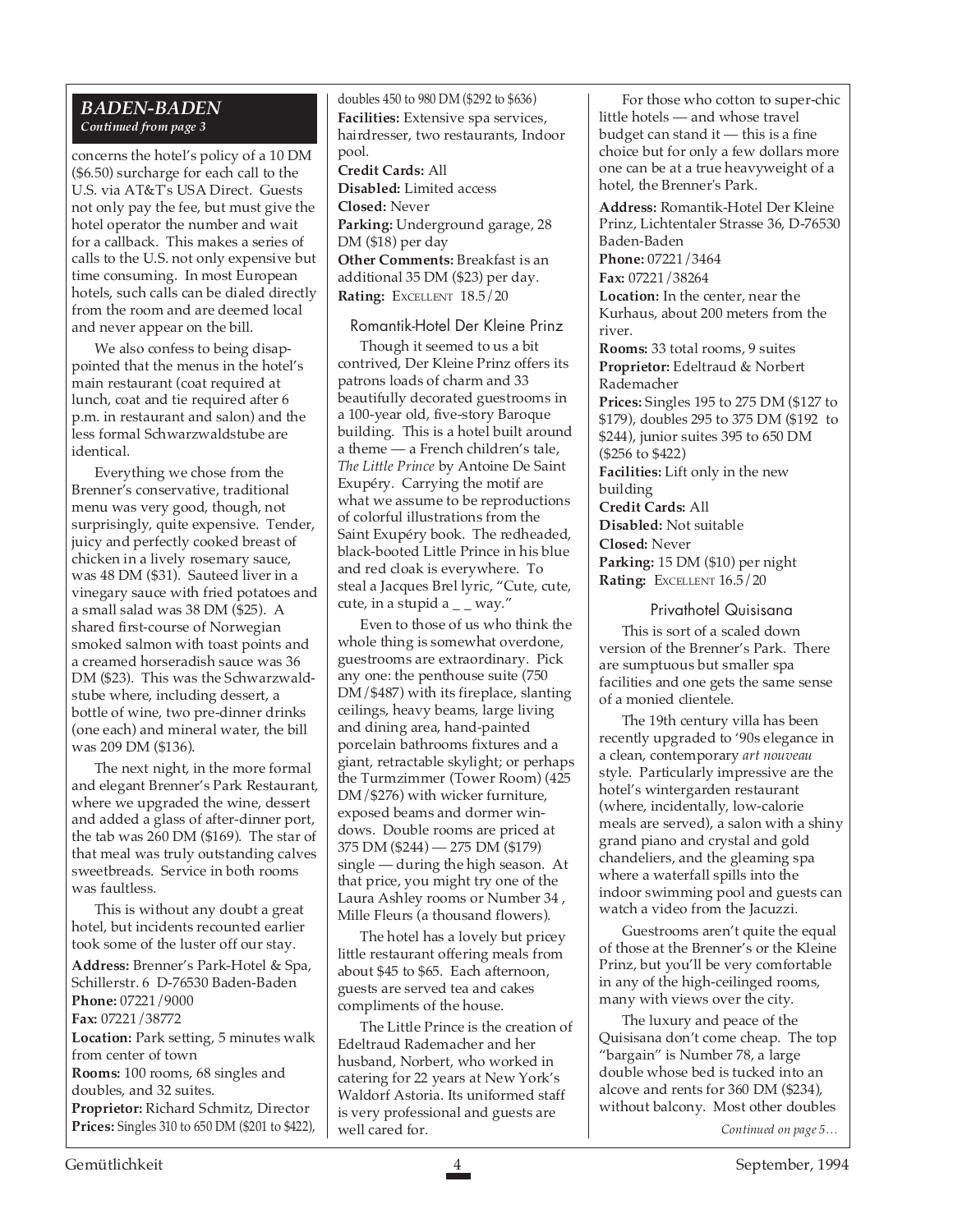## BADEN-BADEN

*Continued from page 3*

concerns the hotel's policy of a 10 DM ($6.50) surcharge for each call to the U.S. via AT&T's USA Direct. Guests not only pay the fee, but must give the hotel operator the number and wait for a callback. This makes a series of calls to the U.S. not only expensive but time consuming. In most European hotels, such calls can be dialed directly from the room and are deemed local and never appear on the bill.

We also confess to being disappointed that the menus in the hotel's main restaurant (coat required at lunch, coat and tie required after 6 p.m. in restaurant and salon) and the less formal Schwarzwaldstube are identical.

Everything we chose from the Brenner's conservative, traditional menu was very good, though, not surprisingly, quite expensive. Tender, juicy and perfectly cooked breast of chicken in a lively rosemary sauce, was 48 DM ($31). Sauteed liver in a vinegary sauce with fried potatoes and a small salad was 38 DM ($25). A shared first-course of Norwegian smoked salmon with toast points and a creamed horseradish sauce was 36 DM ($23). This was the Schwarzwaldstube where, including dessert, a bottle of wine, two pre-dinner drinks (one each) and mineral water, the bill was 209 DM ($136).

The next night, in the more formal and elegant Brenner's Park Restaurant, where we upgraded the wine, dessert and added a glass of after-dinner port, the tab was 260 DM ($169). The star of that meal was truly outstanding calves sweetbreads. Service in both rooms was faultless.

This is without any doubt a great hotel, but incidents recounted earlier took some of the luster off our stay.

**Address:** Brenner's Park-Hotel & Spa, Schillerstr. 6 D-76530 Baden-Baden
**Phone:** 07221/9000
**Fax:** 07221/38772
**Location:** Park setting, 5 minutes walk from center of town
**Rooms:** 100 rooms, 68 singles and doubles, and 32 suites.
**Proprietor:** Richard Schmitz, Director
**Prices:** Singles 310 to 650 DM ($201 to $422), doubles 450 to 980 DM ($292 to $636)
**Facilities:** Extensive spa services, hairdresser, two restaurants, Indoor pool.
**Credit Cards:** All
**Disabled:** Limited access
**Closed:** Never
**Parking:** Underground garage, 28 DM ($18) per day
**Other Comments:** Breakfast is an additional 35 DM ($23) per day.
**Rating:** EXCELLENT 18.5/20

### Romantik-Hotel Der Kleine Prinz

Though it seemed to us a bit contrived, Der Kleine Prinz offers its patrons loads of charm and 33 beautifully decorated guestrooms in a 100-year old, five-story Baroque building. This is a hotel built around a theme — a French children's tale, *The Little Prince* by Antoine De Saint Exupéry. Carrying the motif are what we assume to be reproductions of colorful illustrations from the Saint Exupéry book. The redheaded, black-booted Little Prince in his blue and red cloak is everywhere. To steal a Jacques Brel lyric, "Cute, cute, cute, in a stupid a _ _ way."

Even to those of us who think the whole thing is somewhat overdone, guestrooms are extraordinary. Pick any one: the penthouse suite (750 DM/$487) with its fireplace, slanting ceilings, heavy beams, large living and dining area, hand-painted porcelain bathrooms fixtures and a giant, retractable skylight; or perhaps the Turmzimmer (Tower Room) (425 DM/$276) with wicker furniture, exposed beams and dormer windows. Double rooms are priced at 375 DM ($244) — 275 DM ($179) single — during the high season. At that price, you might try one of the Laura Ashley rooms or Number 34 , Mille Fleurs (a thousand flowers).

The hotel has a lovely but pricey little restaurant offering meals from about $45 to $65. Each afternoon, guests are served tea and cakes compliments of the house.

The Little Prince is the creation of Edeltraud Rademacher and her husband, Norbert, who worked in catering for 22 years at New York's Waldorf Astoria. Its uniformed staff is very professional and guests are well cared for.

For those who cotton to super-chic little hotels — and whose travel budget can stand it — this is a fine choice but for only a few dollars more one can be at a true heavyweight of a hotel, the Brenner's Park.

**Address:** Romantik-Hotel Der Kleine Prinz, Lichtentaler Strasse 36, D-76530 Baden-Baden
**Phone:** 07221/3464
**Fax:** 07221/38264
**Location:** In the center, near the Kurhaus, about 200 meters from the river.
**Rooms:** 33 total rooms, 9 suites
**Proprietor:** Edeltraud & Norbert Rademacher
**Prices:** Singles 195 to 275 DM ($127 to $179), doubles 295 to 375 DM ($192 to $244), junior suites 395 to 650 DM ($256 to $422)
**Facilities:** Lift only in the new building
**Credit Cards:** All
**Disabled:** Not suitable
**Closed:** Never
**Parking:** 15 DM ($10) per night
**Rating:** EXCELLENT 16.5/20

### Privathotel Quisisana

This is sort of a scaled down version of the Brenner's Park. There are sumptuous but smaller spa facilities and one gets the same sense of a monied clientele.

The 19th century villa has been recently upgraded to '90s elegance in a clean, contemporary *art nouveau* style. Particularly impressive are the hotel's wintergarden restaurant (where, incidentally, low-calorie meals are served), a salon with a shiny grand piano and crystal and gold chandeliers, and the gleaming spa where a waterfall spills into the indoor swimming pool and guests can watch a video from the Jacuzzi.

Guestrooms aren't quite the equal of those at the Brenner's or the Kleine Prinz, but you'll be very comfortable in any of the high-ceilinged rooms, many with views over the city.

The luxury and peace of the Quisisana don't come cheap. The top "bargain" is Number 78, a large double whose bed is tucked into an alcove and rents for 360 DM ($234), without balcony. Most other doubles

*Continued on page 5…*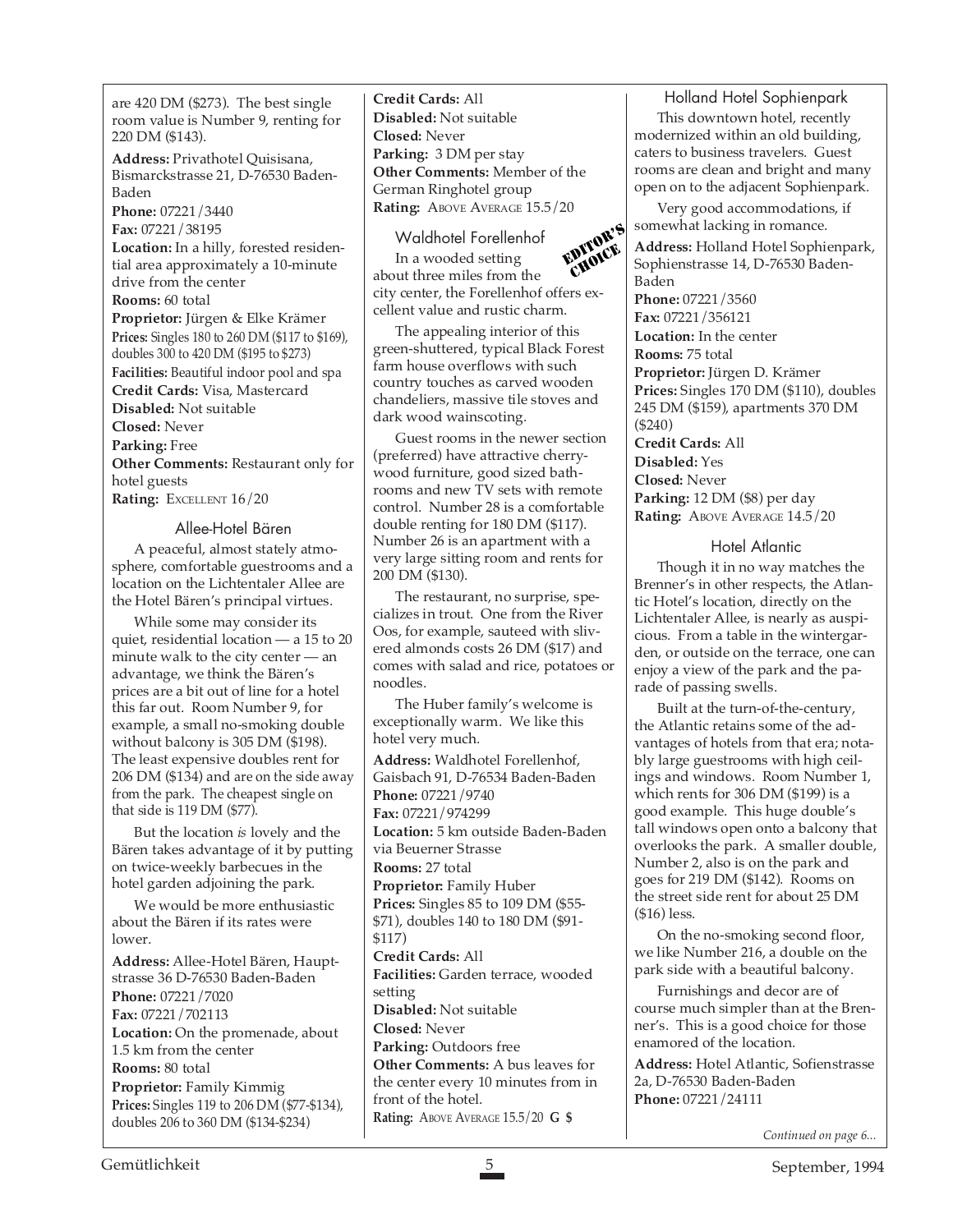are 420 DM ($273). The best single room value is Number 9, renting for 220 DM ($143).

**Address:** Privathotel Quisisana, Bismarckstrasse 21, D-76530 Baden-Baden

**Phone:** 07221/3440

**Fax:** 07221/38195

**Location:** In a hilly, forested residential area approximately a 10-minute drive from the center

**Rooms:** 60 total

**Proprietor:** Jürgen & Elke Krämer

**Prices:** Singles 180 to 260 DM ($117 to $169), doubles 300 to 420 DM ($195 to $273)

**Facilities:** Beautiful indoor pool and spa

**Credit Cards:** Visa, Mastercard

**Disabled:** Not suitable

**Closed:** Never

**Parking:** Free

**Other Comments:** Restaurant only for hotel guests

**Rating:** EXCELLENT 16/20

### Allee-Hotel Bären

A peaceful, almost stately atmosphere, comfortable guestrooms and a location on the Lichtentaler Allee are the Hotel Bären's principal virtues.

While some may consider its quiet, residential location — a 15 to 20 minute walk to the city center — an advantage, we think the Bären's prices are a bit out of line for a hotel this far out. Room Number 9, for example, a small no-smoking double without balcony is 305 DM ($198). The least expensive doubles rent for 206 DM ($134) and are on the side away from the park. The cheapest single on that side is 119 DM ($77).

But the location *is* lovely and the Bären takes advantage of it by putting on twice-weekly barbecues in the hotel garden adjoining the park.

We would be more enthusiastic about the Bären if its rates were lower.

**Address:** Allee-Hotel Bären, Hauptstrasse 36 D-76530 Baden-Baden

**Phone:** 07221/7020

**Fax:** 07221/702113

**Location:** On the promenade, about 1.5 km from the center

**Rooms:** 80 total

**Proprietor:** Family Kimmig

**Prices:** Singles 119 to 206 DM ($77-$134), doubles 206 to 360 DM ($134-$234)

**Credit Cards:** All

**Disabled:** Not suitable

**Closed:** Never

**Parking:** 3 DM per stay

**Other Comments:** Member of the German Ringhotel group

**Rating:** ABOVE AVERAGE 15.5/20

### Waldhotel Forellenhof

EDITOR'S CHOICE

In a wooded setting about three miles from the city center, the Forellenhof offers excellent value and rustic charm.

The appealing interior of this green-shuttered, typical Black Forest farm house overflows with such country touches as carved wooden chandeliers, massive tile stoves and dark wood wainscoting.

Guest rooms in the newer section (preferred) have attractive cherrywood furniture, good sized bathrooms and new TV sets with remote control. Number 28 is a comfortable double renting for 180 DM ($117). Number 26 is an apartment with a very large sitting room and rents for 200 DM ($130).

The restaurant, no surprise, specializes in trout. One from the River Oos, for example, sauteed with slivered almonds costs 26 DM ($17) and comes with salad and rice, potatoes or noodles.

The Huber family's welcome is exceptionally warm. We like this hotel very much.

**Address:** Waldhotel Forellenhof, Gaisbach 91, D-76534 Baden-Baden

**Phone:** 07221/9740

**Fax:** 07221/974299

**Location:** 5 km outside Baden-Baden via Beuerner Strasse

**Rooms:** 27 total

**Proprietor:** Family Huber

**Prices:** Singles 85 to 109 DM ($55-$71), doubles 140 to 180 DM ($91-$117)

**Credit Cards:** All

**Facilities:** Garden terrace, wooded setting

**Disabled:** Not suitable

**Closed:** Never

**Parking:** Outdoors free

**Other Comments:** A bus leaves for the center every 10 minutes from in front of the hotel.

**Rating:** ABOVE AVERAGE 15.5/20 **G $**

### Holland Hotel Sophienpark

This downtown hotel, recently modernized within an old building, caters to business travelers. Guest rooms are clean and bright and many open on to the adjacent Sophienpark.

Very good accommodations, if somewhat lacking in romance.

**Address:** Holland Hotel Sophienpark, Sophienstrasse 14, D-76530 Baden-Baden

**Phone:** 07221/3560

**Fax:** 07221/356121

**Location:** In the center

**Rooms:** 75 total

**Proprietor:** Jürgen D. Krämer

**Prices:** Singles 170 DM ($110), doubles 245 DM ($159), apartments 370 DM ($240)

**Credit Cards:** All

**Disabled:** Yes

**Closed:** Never

**Parking:** 12 DM ($8) per day

**Rating:** ABOVE AVERAGE 14.5/20

### Hotel Atlantic

Though it in no way matches the Brenner's in other respects, the Atlantic Hotel's location, directly on the Lichtentaler Allee, is nearly as auspicious. From a table in the wintergarden, or outside on the terrace, one can enjoy a view of the park and the parade of passing swells.

Built at the turn-of-the-century, the Atlantic retains some of the advantages of hotels from that era; notably large guestrooms with high ceilings and windows. Room Number 1, which rents for 306 DM ($199) is a good example. This huge double's tall windows open onto a balcony that overlooks the park. A smaller double, Number 2, also is on the park and goes for 219 DM ($142). Rooms on the street side rent for about 25 DM ($16) less.

On the no-smoking second floor, we like Number 216, a double on the park side with a beautiful balcony.

Furnishings and decor are of course much simpler than at the Brenner's. This is a good choice for those enamored of the location.

**Address:** Hotel Atlantic, Sofienstrasse 2a, D-76530 Baden-Baden

**Phone:** 07221/24111

*Continued on page 6...*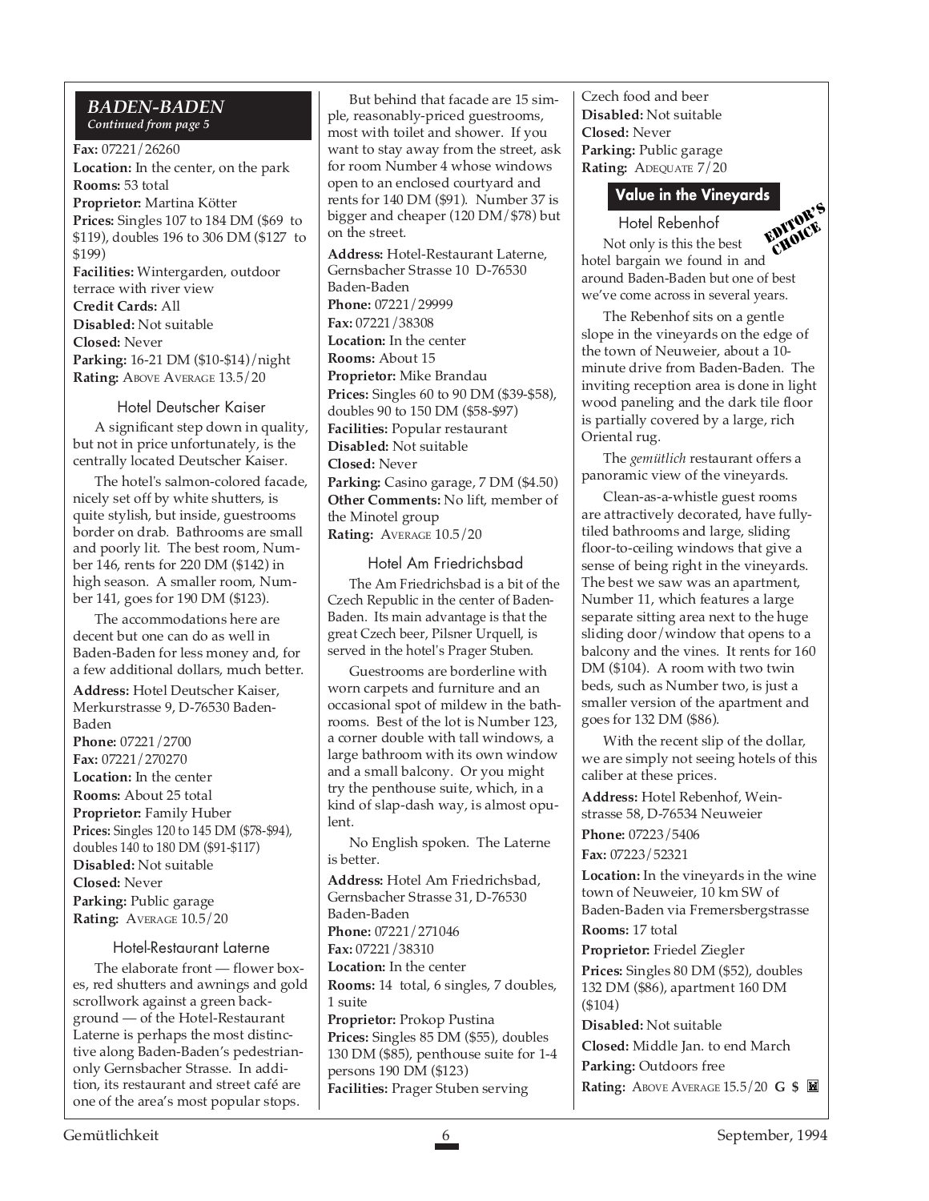## BADEN-BADEN

*Continued from page 5*

**Fax:** 07221/26260
**Location:** In the center, on the park
**Rooms:** 53 total
**Proprietor:** Martina Kötter
**Prices:** Singles 107 to 184 DM ($69 to $119), doubles 196 to 306 DM ($127 to $199)
**Facilities:** Wintergarden, outdoor terrace with river view
**Credit Cards:** All
**Disabled:** Not suitable
**Closed:** Never
**Parking:** 16-21 DM ($10-$14)/night
**Rating:** ABOVE AVERAGE 13.5/20

### Hotel Deutscher Kaiser

A significant step down in quality, but not in price unfortunately, is the centrally located Deutscher Kaiser.

The hotel's salmon-colored facade, nicely set off by white shutters, is quite stylish, but inside, guestrooms border on drab. Bathrooms are small and poorly lit. The best room, Number 146, rents for 220 DM ($142) in high season. A smaller room, Number 141, goes for 190 DM ($123).

The accommodations here are decent but one can do as well in Baden-Baden for less money and, for a few additional dollars, much better.

**Address:** Hotel Deutscher Kaiser, Merkurstrasse 9, D-76530 Baden-Baden
**Phone:** 07221/2700
**Fax:** 07221/270270
**Location:** In the center
**Rooms:** About 25 total
**Proprietor:** Family Huber
**Prices:** Singles 120 to 145 DM ($78-$94), doubles 140 to 180 DM ($91-$117)
**Disabled:** Not suitable
**Closed:** Never
**Parking:** Public garage
**Rating:** AVERAGE 10.5/20

### Hotel-Restaurant Laterne

The elaborate front — flower boxes, red shutters and awnings and gold scrollwork against a green background — of the Hotel-Restaurant Laterne is perhaps the most distinctive along Baden-Baden's pedestrian-only Gernsbacher Strasse. In addition, its restaurant and street café are one of the area's most popular stops.

But behind that facade are 15 simple, reasonably-priced guestrooms, most with toilet and shower. If you want to stay away from the street, ask for room Number 4 whose windows open to an enclosed courtyard and rents for 140 DM ($91). Number 37 is bigger and cheaper (120 DM/$78) but on the street.

**Address:** Hotel-Restaurant Laterne, Gernsbacher Strasse 10 D-76530 Baden-Baden
**Phone:** 07221/29999
**Fax:** 07221/38308
**Location:** In the center
**Rooms:** About 15
**Proprietor:** Mike Brandau
**Prices:** Singles 60 to 90 DM ($39-$58), doubles 90 to 150 DM ($58-$97)
**Facilities:** Popular restaurant
**Disabled:** Not suitable
**Closed:** Never
**Parking:** Casino garage, 7 DM ($4.50)
**Other Comments:** No lift, member of the Minotel group
**Rating:** AVERAGE 10.5/20

### Hotel Am Friedrichsbad

The Am Friedrichsbad is a bit of the Czech Republic in the center of Baden-Baden. Its main advantage is that the great Czech beer, Pilsner Urquell, is served in the hotel's Prager Stuben.

Guestrooms are borderline with worn carpets and furniture and an occasional spot of mildew in the bathrooms. Best of the lot is Number 123, a corner double with tall windows, a large bathroom with its own window and a small balcony. Or you might try the penthouse suite, which, in a kind of slap-dash way, is almost opulent.

No English spoken. The Laterne is better.

**Address:** Hotel Am Friedrichsbad, Gernsbacher Strasse 31, D-76530 Baden-Baden
**Phone:** 07221/271046
**Fax:** 07221/38310
**Location:** In the center
**Rooms:** 14 total, 6 singles, 7 doubles, 1 suite
**Proprietor:** Prokop Pustina
**Prices:** Singles 85 DM ($55), doubles 130 DM ($85), penthouse suite for 1-4 persons 190 DM ($123)
**Facilities:** Prager Stuben serving Czech food and beer
**Disabled:** Not suitable
**Closed:** Never
**Parking:** Public garage
**Rating:** ADEQUATE 7/20

## Value in the Vineyards

### Hotel Rebenhof

EDITOR'S CHOICE

Not only is this the best hotel bargain we found in and around Baden-Baden but one of best we've come across in several years.

The Rebenhof sits on a gentle slope in the vineyards on the edge of the town of Neuweier, about a 10-minute drive from Baden-Baden. The inviting reception area is done in light wood paneling and the dark tile floor is partially covered by a large, rich Oriental rug.

The *gemütlich* restaurant offers a panoramic view of the vineyards.

Clean-as-a-whistle guest rooms are attractively decorated, have fully-tiled bathrooms and large, sliding floor-to-ceiling windows that give a sense of being right in the vineyards. The best we saw was an apartment, Number 11, which features a large separate sitting area next to the huge sliding door/window that opens to a balcony and the vines. It rents for 160 DM ($104). A room with two twin beds, such as Number two, is just a smaller version of the apartment and goes for 132 DM ($86).

With the recent slip of the dollar, we are simply not seeing hotels of this caliber at these prices.

**Address:** Hotel Rebenhof, Weinstrasse 58, D-76534 Neuweier
**Phone:** 07223/5406
**Fax:** 07223/52321
**Location:** In the vineyards in the wine town of Neuweier, 10 km SW of Baden-Baden via Fremersbergstrasse
**Rooms:** 17 total
**Proprietor:** Friedel Ziegler
**Prices:** Singles 80 DM ($52), doubles 132 DM ($86), apartment 160 DM ($104)
**Disabled:** Not suitable
**Closed:** Middle Jan. to end March
**Parking:** Outdoors free
**Rating:** ABOVE AVERAGE 15.5/20 **G $**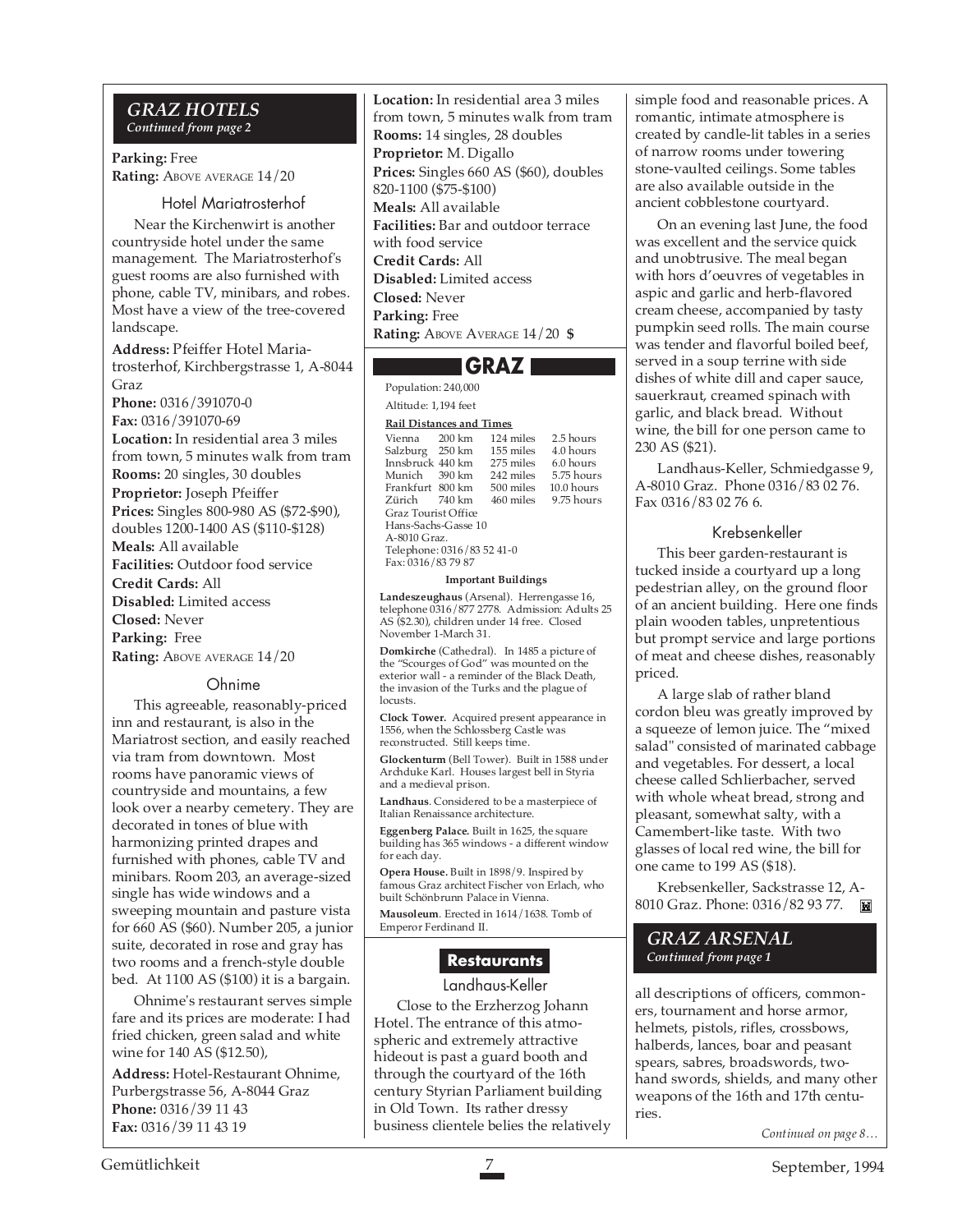## *GRAZ HOTELS*

*Continued from page 2*

**Parking:** Free
**Rating:** ABOVE AVERAGE 14/20

### Hotel Mariatrosterhof

Near the Kirchenwirt is another countryside hotel under the same management. The Mariatrosterhof's guest rooms are also furnished with phone, cable TV, minibars, and robes. Most have a view of the tree-covered landscape.

**Address:** Pfeiffer Hotel Mariatrosterhof, Kirchbergstrasse 1, A-8044 Graz
**Phone:** 0316/391070-0
**Fax:** 0316/391070-69
**Location:** In residential area 3 miles from town, 5 minutes walk from tram
**Rooms:** 20 singles, 30 doubles
**Proprietor:** Joseph Pfeiffer
**Prices:** Singles 800-980 AS ($72-$90), doubles 1200-1400 AS ($110-$128)
**Meals:** All available
**Facilities:** Outdoor food service
**Credit Cards:** All
**Disabled:** Limited access
**Closed:** Never
**Parking:** Free
**Rating:** ABOVE AVERAGE 14/20

### Ohnime

This agreeable, reasonably-priced inn and restaurant, is also in the Mariatrost section, and easily reached via tram from downtown. Most rooms have panoramic views of countryside and mountains, a few look over a nearby cemetery. They are decorated in tones of blue with harmonizing printed drapes and furnished with phones, cable TV and minibars. Room 203, an average-sized single has wide windows and a sweeping mountain and pasture vista for 660 AS ($60). Number 205, a junior suite, decorated in rose and gray has two rooms and a french-style double bed. At 1100 AS ($100) it is a bargain.

Ohnime's restaurant serves simple fare and its prices are moderate: I had fried chicken, green salad and white wine for 140 AS ($12.50),

**Address:** Hotel-Restaurant Ohnime, Purbergstrasse 56, A-8044 Graz
**Phone:** 0316/39 11 43
**Fax:** 0316/39 11 43 19
**Location:** In residential area 3 miles from town, 5 minutes walk from tram
**Rooms:** 14 singles, 28 doubles
**Proprietor:** M. Digallo
**Prices:** Singles 660 AS ($60), doubles 820-1100 ($75-$100)
**Meals:** All available
**Facilities:** Bar and outdoor terrace with food service
**Credit Cards:** All
**Disabled:** Limited access
**Closed:** Never
**Parking:** Free
**Rating:** ABOVE AVERAGE 14/20 **$**

## GRAZ

Population: 240,000

Altitude: 1,194 feet

**Rail Distances and Times**

| | | | |
|---|---|---|---|
| Vienna | 200 km | 124 miles | 2.5 hours |
| Salzburg | 250 km | 155 miles | 4.0 hours |
| Innsbruck | 440 km | 275 miles | 6.0 hours |
| Munich | 390 km | 242 miles | 5.75 hours |
| Frankfurt | 800 km | 500 miles | 10.0 hours |
| Zürich | 740 km | 460 miles | 9.75 hours |

Graz Tourist Office
Hans-Sachs-Gasse 10
A-8010 Graz.
Telephone: 0316/83 52 41-0
Fax: 0316/83 79 87

**Important Buildings**

**Landeszeughaus** (Arsenal). Herrengasse 16, telephone 0316/877 2778. Admission: Adults 25 AS ($2.30), children under 14 free. Closed November 1-March 31.

**Domkirche** (Cathedral). In 1485 a picture of the "Scourges of God" was mounted on the exterior wall - a reminder of the Black Death, the invasion of the Turks and the plague of locusts.

**Clock Tower.** Acquired present appearance in 1556, when the Schlossberg Castle was reconstructed. Still keeps time.

**Glockenturm** (Bell Tower). Built in 1588 under Archduke Karl. Houses largest bell in Styria and a medieval prison.

**Landhaus**. Considered to be a masterpiece of Italian Renaissance architecture.

**Eggenberg Palace.** Built in 1625, the square building has 365 windows - a different window for each day.

**Opera House.** Built in 1898/9. Inspired by famous Graz architect Fischer von Erlach, who built Schönbrunn Palace in Vienna.

**Mausoleum**. Erected in 1614/1638. Tomb of Emperor Ferdinand II.

## Restaurants

### Landhaus-Keller

Close to the Erzherzog Johann Hotel. The entrance of this atmospheric and extremely attractive hideout is past a guard booth and through the courtyard of the 16th century Styrian Parliament building in Old Town. Its rather dressy business clientele belies the relatively simple food and reasonable prices. A romantic, intimate atmosphere is created by candle-lit tables in a series of narrow rooms under towering stone-vaulted ceilings. Some tables are also available outside in the ancient cobblestone courtyard.

On an evening last June, the food was excellent and the service quick and unobtrusive. The meal began with hors d'oeuvres of vegetables in aspic and garlic and herb-flavored cream cheese, accompanied by tasty pumpkin seed rolls. The main course was tender and flavorful boiled beef, served in a soup terrine with side dishes of white dill and caper sauce, sauerkraut, creamed spinach with garlic, and black bread. Without wine, the bill for one person came to 230 AS ($21).

Landhaus-Keller, Schmiedgasse 9, A-8010 Graz. Phone 0316/83 02 76. Fax 0316/83 02 76 6.

### Krebsenkeller

This beer garden-restaurant is tucked inside a courtyard up a long pedestrian alley, on the ground floor of an ancient building. Here one finds plain wooden tables, unpretentious but prompt service and large portions of meat and cheese dishes, reasonably priced.

A large slab of rather bland cordon bleu was greatly improved by a squeeze of lemon juice. The "mixed salad" consisted of marinated cabbage and vegetables. For dessert, a local cheese called Schlierbacher, served with whole wheat bread, strong and pleasant, somewhat salty, with a Camembert-like taste. With two glasses of local red wine, the bill for one came to 199 AS ($18).

Krebsenkeller, Sackstrasse 12, A-8010 Graz. Phone: 0316/82 93 77.

## *GRAZ ARSENAL*

*Continued from page 1*

all descriptions of officers, commoners, tournament and horse armor, helmets, pistols, rifles, crossbows, halberds, lances, boar and peasant spears, sabres, broadswords, two-hand swords, shields, and many other weapons of the 16th and 17th centuries.

*Continued on page 8…*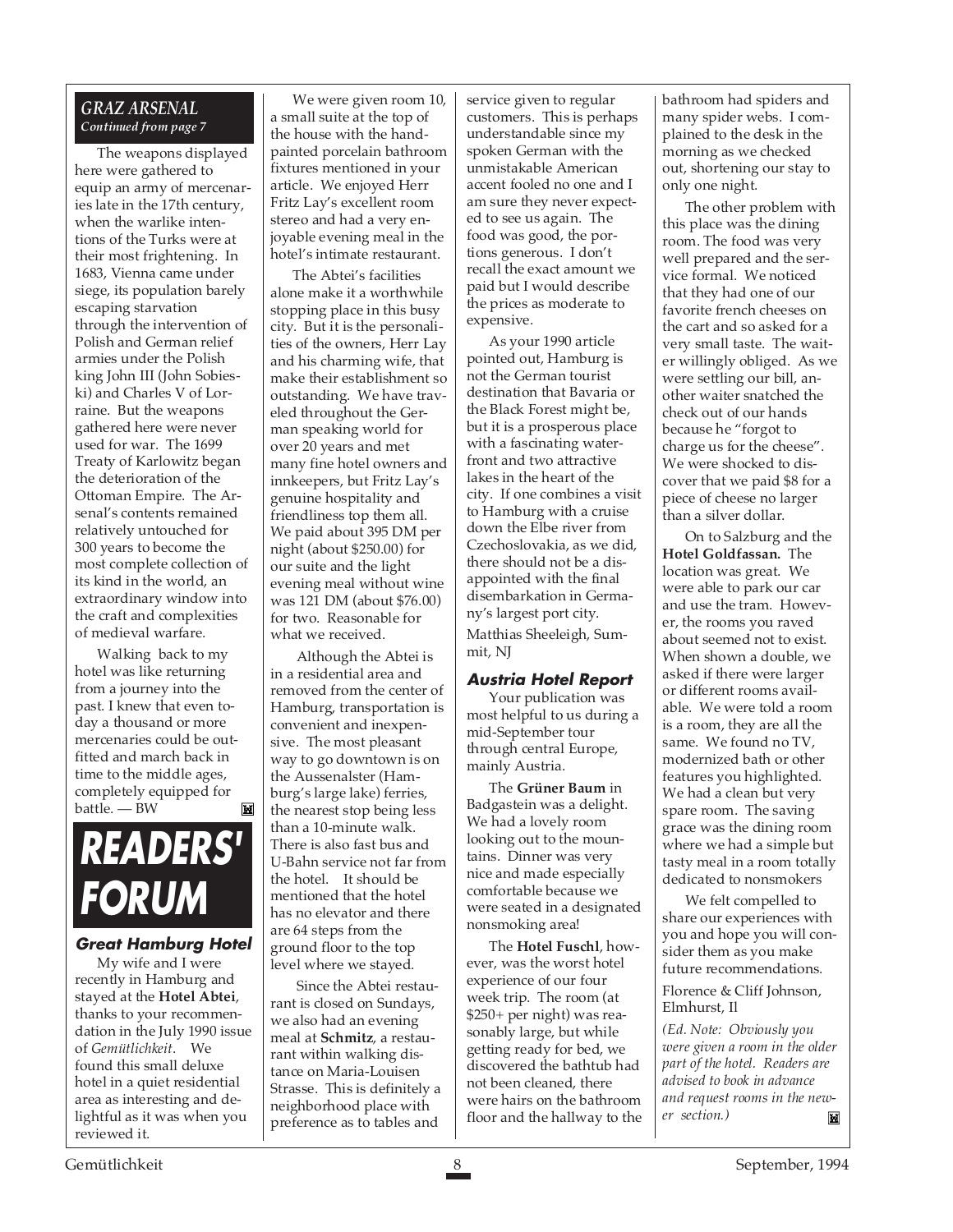## GRAZ ARSENAL

*Continued from page 7*

The weapons displayed here were gathered to equip an army of mercenaries late in the 17th century, when the warlike intentions of the Turks were at their most frightening. In 1683, Vienna came under siege, its population barely escaping starvation through the intervention of Polish and German relief armies under the Polish king John III (John Sobieski) and Charles V of Lorraine. But the weapons gathered here were never used for war. The 1699 Treaty of Karlowitz began the deterioration of the Ottoman Empire. The Arsenal's contents remained relatively untouched for 300 years to become the most complete collection of its kind in the world, an extraordinary window into the craft and complexities of medieval warfare.

Walking back to my hotel was like returning from a journey into the past. I knew that even today a thousand or more mercenaries could be outfitted and march back in time to the middle ages, completely equipped for battle. — BW

# READERS' FORUM

### Great Hamburg Hotel

My wife and I were recently in Hamburg and stayed at the **Hotel Abtei**, thanks to your recommendation in the July 1990 issue of *Gemütlichkeit*. We found this small deluxe hotel in a quiet residential area as interesting and delightful as it was when you reviewed it.

We were given room 10, a small suite at the top of the house with the hand-painted porcelain bathroom fixtures mentioned in your article. We enjoyed Herr Fritz Lay's excellent room stereo and had a very enjoyable evening meal in the hotel's intimate restaurant.

The Abtei's facilities alone make it a worthwhile stopping place in this busy city. But it is the personalities of the owners, Herr Lay and his charming wife, that make their establishment so outstanding. We have traveled throughout the German speaking world for over 20 years and met many fine hotel owners and innkeepers, but Fritz Lay's genuine hospitality and friendliness top them all. We paid about 395 DM per night (about $250.00) for our suite and the light evening meal without wine was 121 DM (about $76.00) for two. Reasonable for what we received.

Although the Abtei is in a residential area and removed from the center of Hamburg, transportation is convenient and inexpensive. The most pleasant way to go downtown is on the Aussenalster (Hamburg's large lake) ferries, the nearest stop being less than a 10-minute walk. There is also fast bus and U-Bahn service not far from the hotel. It should be mentioned that the hotel has no elevator and there are 64 steps from the ground floor to the top level where we stayed.

Since the Abtei restaurant is closed on Sundays, we also had an evening meal at **Schmitz**, a restaurant within walking distance on Maria-Louisen Strasse. This is definitely a neighborhood place with preference as to tables and service given to regular customers. This is perhaps understandable since my spoken German with the unmistakable American accent fooled no one and I am sure they never expected to see us again. The food was good, the portions generous. I don't recall the exact amount we paid but I would describe the prices as moderate to expensive.

As your 1990 article pointed out, Hamburg is not the German tourist destination that Bavaria or the Black Forest might be, but it is a prosperous place with a fascinating waterfront and two attractive lakes in the heart of the city. If one combines a visit to Hamburg with a cruise down the Elbe river from Czechoslovakia, as we did, there should not be a disappointed with the final disembarkation in Germany's largest port city.

Matthias Sheeleigh, Summit, NJ

### Austria Hotel Report

Your publication was most helpful to us during a mid-September tour through central Europe, mainly Austria.

The **Grüner Baum** in Badgastein was a delight. We had a lovely room looking out to the mountains. Dinner was very nice and made especially comfortable because we were seated in a designated nonsmoking area!

The **Hotel Fuschl**, however, was the worst hotel experience of our four week trip. The room (at $250+ per night) was reasonably large, but while getting ready for bed, we discovered the bathtub had not been cleaned, there were hairs on the bathroom floor and the hallway to the bathroom had spiders and many spider webs. I complained to the desk in the morning as we checked out, shortening our stay to only one night.

The other problem with this place was the dining room. The food was very well prepared and the service formal. We noticed that they had one of our favorite french cheeses on the cart and so asked for a very small taste. The waiter willingly obliged. As we were settling our bill, another waiter snatched the check out of our hands because he "forgot to charge us for the cheese". We were shocked to discover that we paid $8 for a piece of cheese no larger than a silver dollar.

On to Salzburg and the **Hotel Goldfassan.** The location was great. We were able to park our car and use the tram. However, the rooms you raved about seemed not to exist. When shown a double, we asked if there were larger or different rooms available. We were told a room is a room, they are all the same. We found no TV, modernized bath or other features you highlighted. We had a clean but very spare room. The saving grace was the dining room where we had a simple but tasty meal in a room totally dedicated to nonsmokers

We felt compelled to share our experiences with you and hope you will consider them as you make future recommendations.

Florence & Cliff Johnson, Elmhurst, Il

*(Ed. Note: Obviously you were given a room in the older part of the hotel. Readers are advised to book in advance and request rooms in the newer section.)*